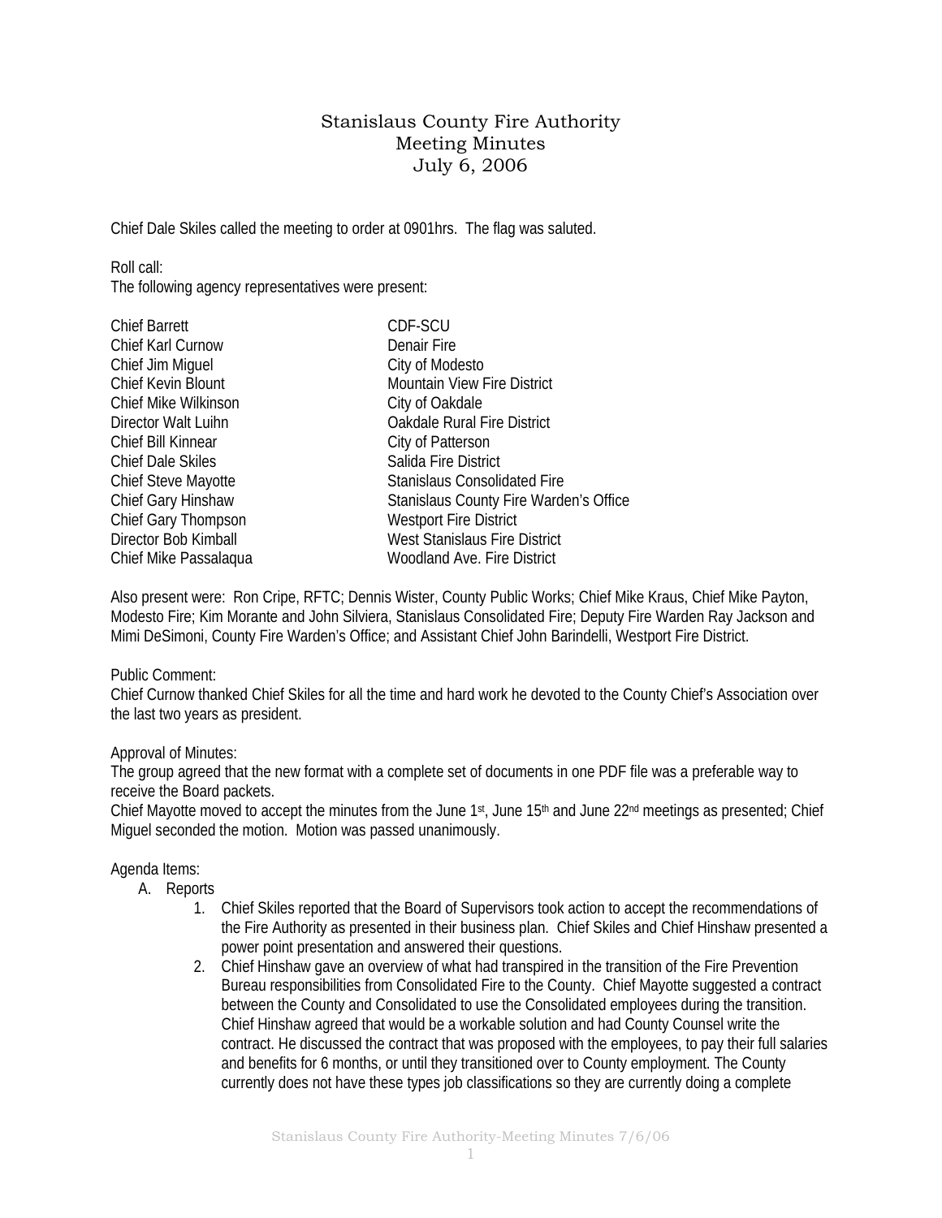# Stanislaus County Fire Authority
## Meeting Minutes
### July 6, 2006

Chief Dale Skiles called the meeting to order at 0901hrs. The flag was saluted.

Roll call:
The following agency representatives were present:

| | |
|---|---|
| Chief Barrett | CDF-SCU |
| Chief Karl Curnow | Denair Fire |
| Chief Jim Miguel | City of Modesto |
| Chief Kevin Blount | Mountain View Fire District |
| Chief Mike Wilkinson | City of Oakdale |
| Director Walt Luihn | Oakdale Rural Fire District |
| Chief Bill Kinnear | City of Patterson |
| Chief Dale Skiles | Salida Fire District |
| Chief Steve Mayotte | Stanislaus Consolidated Fire |
| Chief Gary Hinshaw | Stanislaus County Fire Warden's Office |
| Chief Gary Thompson | Westport Fire District |
| Director Bob Kimball | West Stanislaus Fire District |
| Chief Mike Passalaqua | Woodland Ave. Fire District |

Also present were: Ron Cripe, RFTC; Dennis Wister, County Public Works; Chief Mike Kraus, Chief Mike Payton, Modesto Fire; Kim Morante and John Silviera, Stanislaus Consolidated Fire; Deputy Fire Warden Ray Jackson and Mimi DeSimoni, County Fire Warden's Office; and Assistant Chief John Barindelli, Westport Fire District.

Public Comment:
Chief Curnow thanked Chief Skiles for all the time and hard work he devoted to the County Chief's Association over the last two years as president.

Approval of Minutes:
The group agreed that the new format with a complete set of documents in one PDF file was a preferable way to receive the Board packets.
Chief Mayotte moved to accept the minutes from the June 1st, June 15th and June 22nd meetings as presented; Chief Miguel seconded the motion. Motion was passed unanimously.

Agenda Items:

A. Reports
   1. Chief Skiles reported that the Board of Supervisors took action to accept the recommendations of the Fire Authority as presented in their business plan. Chief Skiles and Chief Hinshaw presented a power point presentation and answered their questions.
   2. Chief Hinshaw gave an overview of what had transpired in the transition of the Fire Prevention Bureau responsibilities from Consolidated Fire to the County. Chief Mayotte suggested a contract between the County and Consolidated to use the Consolidated employees during the transition. Chief Hinshaw agreed that would be a workable solution and had County Counsel write the contract. He discussed the contract that was proposed with the employees, to pay their full salaries and benefits for 6 months, or until they transitioned over to County employment. The County currently does not have these types job classifications so they are currently doing a complete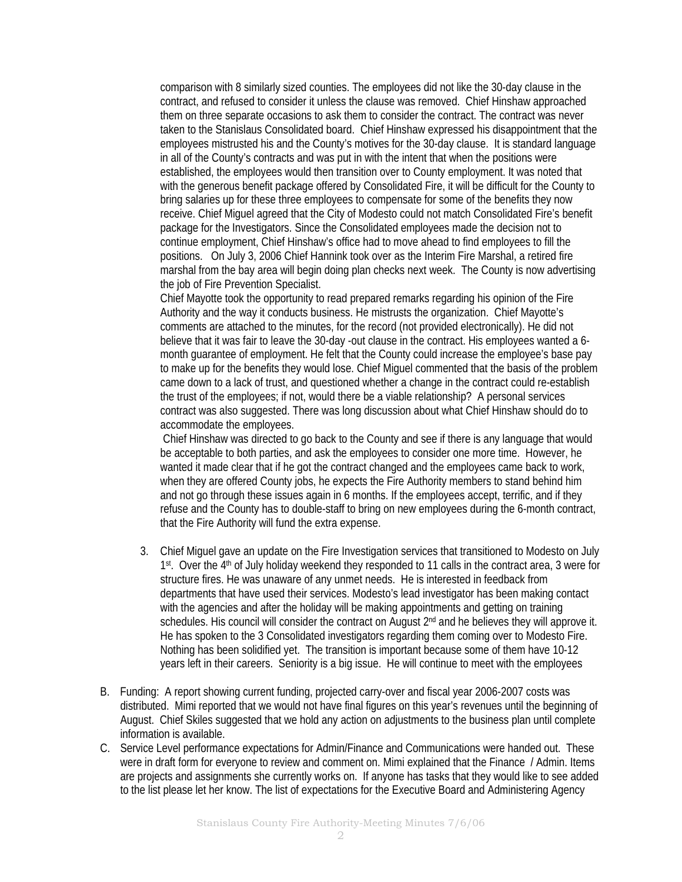comparison with 8 similarly sized counties. The employees did not like the 30-day clause in the contract, and refused to consider it unless the clause was removed. Chief Hinshaw approached them on three separate occasions to ask them to consider the contract. The contract was never taken to the Stanislaus Consolidated board. Chief Hinshaw expressed his disappointment that the employees mistrusted his and the County's motives for the 30-day clause. It is standard language in all of the County's contracts and was put in with the intent that when the positions were established, the employees would then transition over to County employment. It was noted that with the generous benefit package offered by Consolidated Fire, it will be difficult for the County to bring salaries up for these three employees to compensate for some of the benefits they now receive. Chief Miguel agreed that the City of Modesto could not match Consolidated Fire's benefit package for the Investigators. Since the Consolidated employees made the decision not to continue employment, Chief Hinshaw's office had to move ahead to find employees to fill the positions. On July 3, 2006 Chief Hannink took over as the Interim Fire Marshal, a retired fire marshal from the bay area will begin doing plan checks next week. The County is now advertising the job of Fire Prevention Specialist.

Chief Mayotte took the opportunity to read prepared remarks regarding his opinion of the Fire Authority and the way it conducts business. He mistrusts the organization. Chief Mayotte's comments are attached to the minutes, for the record (not provided electronically). He did not believe that it was fair to leave the 30-day -out clause in the contract. His employees wanted a 6-month guarantee of employment. He felt that the County could increase the employee's base pay to make up for the benefits they would lose. Chief Miguel commented that the basis of the problem came down to a lack of trust, and questioned whether a change in the contract could re-establish the trust of the employees; if not, would there be a viable relationship? A personal services contract was also suggested. There was long discussion about what Chief Hinshaw should do to accommodate the employees.

Chief Hinshaw was directed to go back to the County and see if there is any language that would be acceptable to both parties, and ask the employees to consider one more time. However, he wanted it made clear that if he got the contract changed and the employees came back to work, when they are offered County jobs, he expects the Fire Authority members to stand behind him and not go through these issues again in 6 months. If the employees accept, terrific, and if they refuse and the County has to double-staff to bring on new employees during the 6-month contract, that the Fire Authority will fund the extra expense.

3. Chief Miguel gave an update on the Fire Investigation services that transitioned to Modesto on July 1st. Over the 4th of July holiday weekend they responded to 11 calls in the contract area, 3 were for structure fires. He was unaware of any unmet needs. He is interested in feedback from departments that have used their services. Modesto's lead investigator has been making contact with the agencies and after the holiday will be making appointments and getting on training schedules. His council will consider the contract on August 2nd and he believes they will approve it. He has spoken to the 3 Consolidated investigators regarding them coming over to Modesto Fire. Nothing has been solidified yet. The transition is important because some of them have 10-12 years left in their careers. Seniority is a big issue. He will continue to meet with the employees

B. Funding: A report showing current funding, projected carry-over and fiscal year 2006-2007 costs was distributed. Mimi reported that we would not have final figures on this year's revenues until the beginning of August. Chief Skiles suggested that we hold any action on adjustments to the business plan until complete information is available.

C. Service Level performance expectations for Admin/Finance and Communications were handed out. These were in draft form for everyone to review and comment on. Mimi explained that the Finance / Admin. Items are projects and assignments she currently works on. If anyone has tasks that they would like to see added to the list please let her know. The list of expectations for the Executive Board and Administering Agency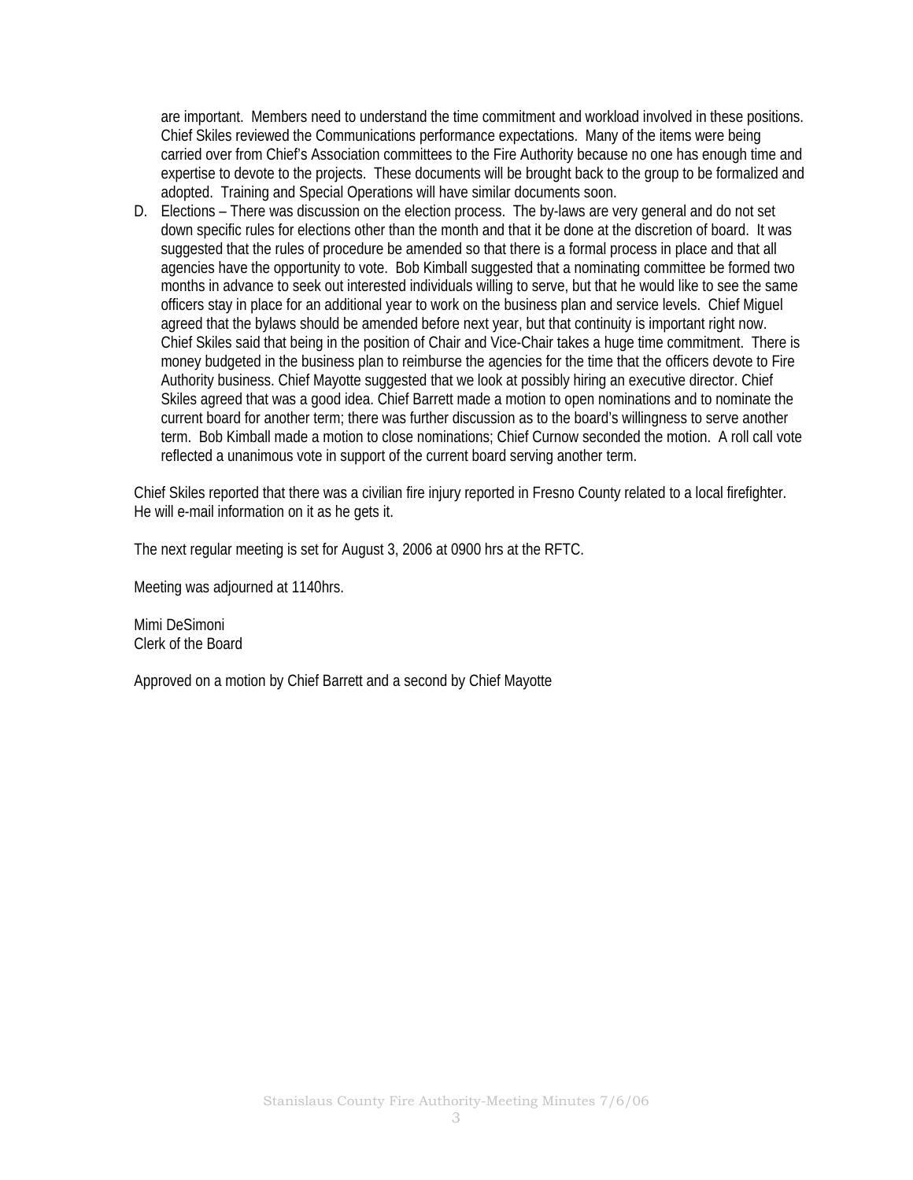are important. Members need to understand the time commitment and workload involved in these positions. Chief Skiles reviewed the Communications performance expectations. Many of the items were being carried over from Chief's Association committees to the Fire Authority because no one has enough time and expertise to devote to the projects. These documents will be brought back to the group to be formalized and adopted. Training and Special Operations will have similar documents soon.

D. Elections – There was discussion on the election process. The by-laws are very general and do not set down specific rules for elections other than the month and that it be done at the discretion of board. It was suggested that the rules of procedure be amended so that there is a formal process in place and that all agencies have the opportunity to vote. Bob Kimball suggested that a nominating committee be formed two months in advance to seek out interested individuals willing to serve, but that he would like to see the same officers stay in place for an additional year to work on the business plan and service levels. Chief Miguel agreed that the bylaws should be amended before next year, but that continuity is important right now. Chief Skiles said that being in the position of Chair and Vice-Chair takes a huge time commitment. There is money budgeted in the business plan to reimburse the agencies for the time that the officers devote to Fire Authority business. Chief Mayotte suggested that we look at possibly hiring an executive director. Chief Skiles agreed that was a good idea. Chief Barrett made a motion to open nominations and to nominate the current board for another term; there was further discussion as to the board's willingness to serve another term. Bob Kimball made a motion to close nominations; Chief Curnow seconded the motion. A roll call vote reflected a unanimous vote in support of the current board serving another term.

Chief Skiles reported that there was a civilian fire injury reported in Fresno County related to a local firefighter. He will e-mail information on it as he gets it.

The next regular meeting is set for August 3, 2006 at 0900 hrs at the RFTC.

Meeting was adjourned at 1140hrs.

Mimi DeSimoni
Clerk of the Board

Approved on a motion by Chief Barrett and a second by Chief Mayotte